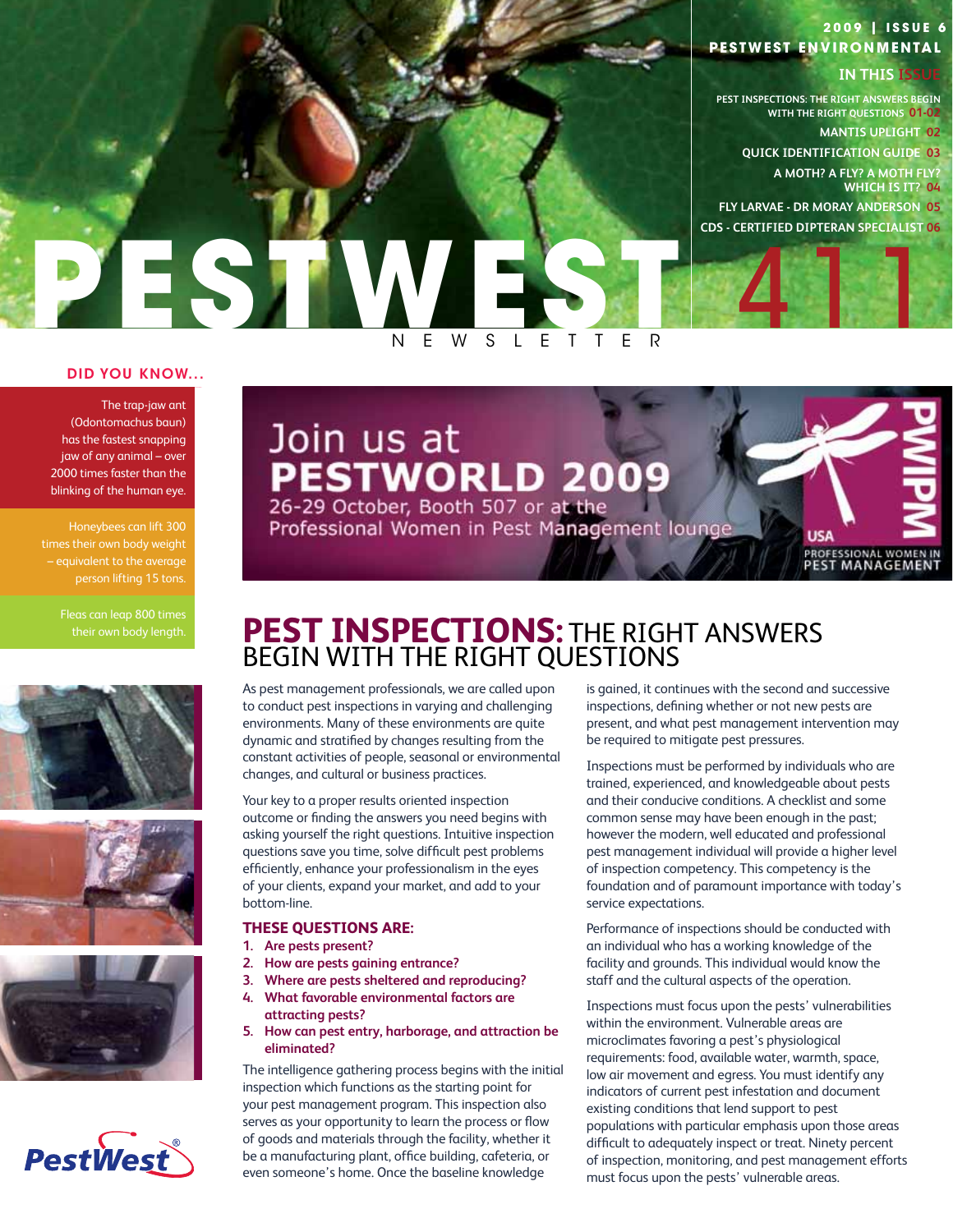2009 | ISSUE 6

PESTWEST ENVIRONMENTAL

# PESTWEST 411 NEWSLETTER

**IN THIS ISSUE**

- PEST INSPECTIONS: THE RIGHT ANSWERS BEGIN WITH THE RIGHT QUESTIONS 01-02
- MANTIS UPLIGHT 02
- QUICK IDENTIFICATION GUIDE 03
- A MOTH? A FLY? A MOTH FLY? WHICH IS IT? 04
- FLY LARVAE - DR MORAY ANDERSON 05
- CDS - CERTIFIED DIPTERAN SPECIALIST 06

**DID YOU KNOW...**

The trap-jaw ant (Odontomachus baun) has the fastest snapping jaw of any animal – over 2000 times faster than the blinking of the human eye.

Honeybees can lift 300 times their own body weight – equivalent to the average person lifting 15 tons.

Fleas can leap 800 times their own body length.

Join us at **PESTWORLD 2009**

26-29 October, Booth 507 or at the Professional Women in Pest Management lounge

PWIPM USA PROFESSIONAL WOMEN IN PEST MANAGEMENT

## PEST INSPECTIONS: THE RIGHT ANSWERS BEGIN WITH THE RIGHT QUESTIONS

As pest management professionals, we are called upon to conduct pest inspections in varying and challenging environments. Many of these environments are quite dynamic and stratified by changes resulting from the constant activities of people, seasonal or environmental changes, and cultural or business practices.

Your key to a proper results oriented inspection outcome or finding the answers you need begins with asking yourself the right questions. Intuitive inspection questions save you time, solve difficult pest problems efficiently, enhance your professionalism in the eyes of your clients, expand your market, and add to your bottom-line.

**THESE QUESTIONS ARE:**

1. **Are pests present?**
2. **How are pests gaining entrance?**
3. **Where are pests sheltered and reproducing?**
4. **What favorable environmental factors are attracting pests?**
5. **How can pest entry, harborage, and attraction be eliminated?**

The intelligence gathering process begins with the initial inspection which functions as the starting point for your pest management program. This inspection also serves as your opportunity to learn the process or flow of goods and materials through the facility, whether it be a manufacturing plant, office building, cafeteria, or even someone's home. Once the baseline knowledge is gained, it continues with the second and successive inspections, defining whether or not new pests are present, and what pest management intervention may be required to mitigate pest pressures.

Inspections must be performed by individuals who are trained, experienced, and knowledgeable about pests and their conducive conditions. A checklist and some common sense may have been enough in the past; however the modern, well educated and professional pest management individual will provide a higher level of inspection competency. This competency is the foundation and of paramount importance with today's service expectations.

Performance of inspections should be conducted with an individual who has a working knowledge of the facility and grounds. This individual would know the staff and the cultural aspects of the operation.

Inspections must focus upon the pests' vulnerabilities within the environment. Vulnerable areas are microclimates favoring a pest's physiological requirements: food, available water, warmth, space, low air movement and egress. You must identify any indicators of current pest infestation and document existing conditions that lend support to pest populations with particular emphasis upon those areas difficult to adequately inspect or treat. Ninety percent of inspection, monitoring, and pest management efforts must focus upon the pests' vulnerable areas.

PestWest®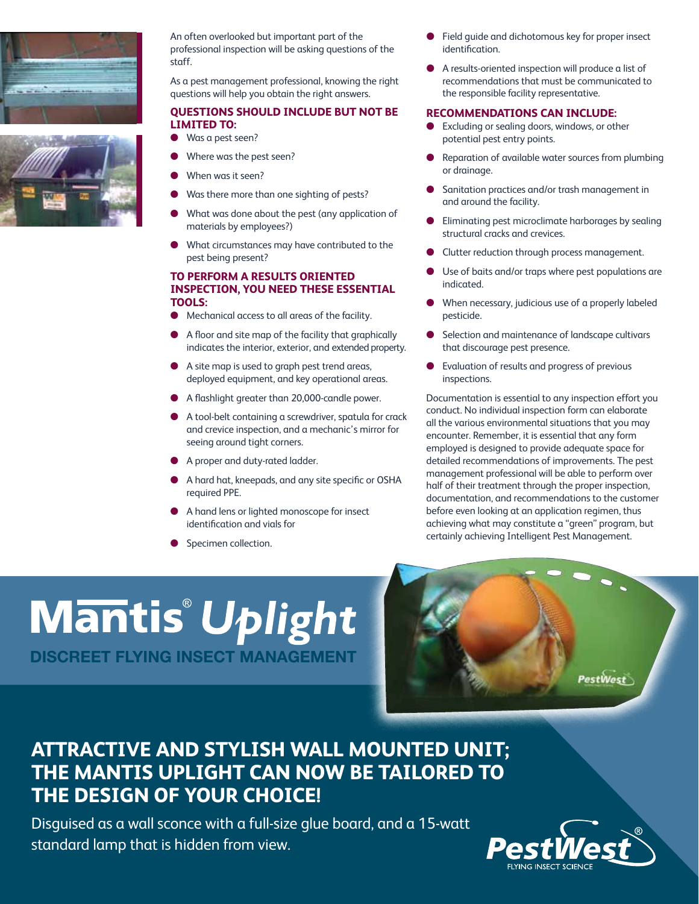An often overlooked but important part of the professional inspection will be asking questions of the staff.

As a pest management professional, knowing the right questions will help you obtain the right answers.

### QUESTIONS SHOULD INCLUDE BUT NOT BE LIMITED TO:

- Was a pest seen?
- Where was the pest seen?
- When was it seen?
- Was there more than one sighting of pests?
- What was done about the pest (any application of materials by employees?)
- What circumstances may have contributed to the pest being present?

### TO PERFORM A RESULTS ORIENTED INSPECTION, YOU NEED THESE ESSENTIAL TOOLS:

- Mechanical access to all areas of the facility.
- A floor and site map of the facility that graphically indicates the interior, exterior, and extended property.
- A site map is used to graph pest trend areas, deployed equipment, and key operational areas.
- A flashlight greater than 20,000-candle power.
- A tool-belt containing a screwdriver, spatula for crack and crevice inspection, and a mechanic's mirror for seeing around tight corners.
- A proper and duty-rated ladder.
- A hard hat, kneepads, and any site specific or OSHA required PPE.
- A hand lens or lighted monoscope for insect identification and vials for
- Specimen collection.
- Field guide and dichotomous key for proper insect identification.
- A results-oriented inspection will produce a list of recommendations that must be communicated to the responsible facility representative.

### RECOMMENDATIONS CAN INCLUDE:

- Excluding or sealing doors, windows, or other potential pest entry points.
- Reparation of available water sources from plumbing or drainage.
- Sanitation practices and/or trash management in and around the facility.
- Eliminating pest microclimate harborages by sealing structural cracks and crevices.
- Clutter reduction through process management.
- Use of baits and/or traps where pest populations are indicated.
- When necessary, judicious use of a properly labeled pesticide.
- Selection and maintenance of landscape cultivars that discourage pest presence.
- Evaluation of results and progress of previous inspections.

Documentation is essential to any inspection effort you conduct. No individual inspection form can elaborate all the various environmental situations that you may encounter. Remember, it is essential that any form employed is designed to provide adequate space for detailed recommendations of improvements. The pest management professional will be able to perform over half of their treatment through the proper inspection, documentation, and recommendations to the customer before even looking at an application regimen, thus achieving what may constitute a "green" program, but certainly achieving Intelligent Pest Management.

## Mantis® *Uplight*

**DISCREET FLYING INSECT MANAGEMENT**

## ATTRACTIVE AND STYLISH WALL MOUNTED UNIT; THE MANTIS UPLIGHT CAN NOW BE TAILORED TO THE DESIGN OF YOUR CHOICE!

Disguised as a wall sconce with a full-size glue board, and a 15-watt standard lamp that is hidden from view.

PestWest® FLYING INSECT SCIENCE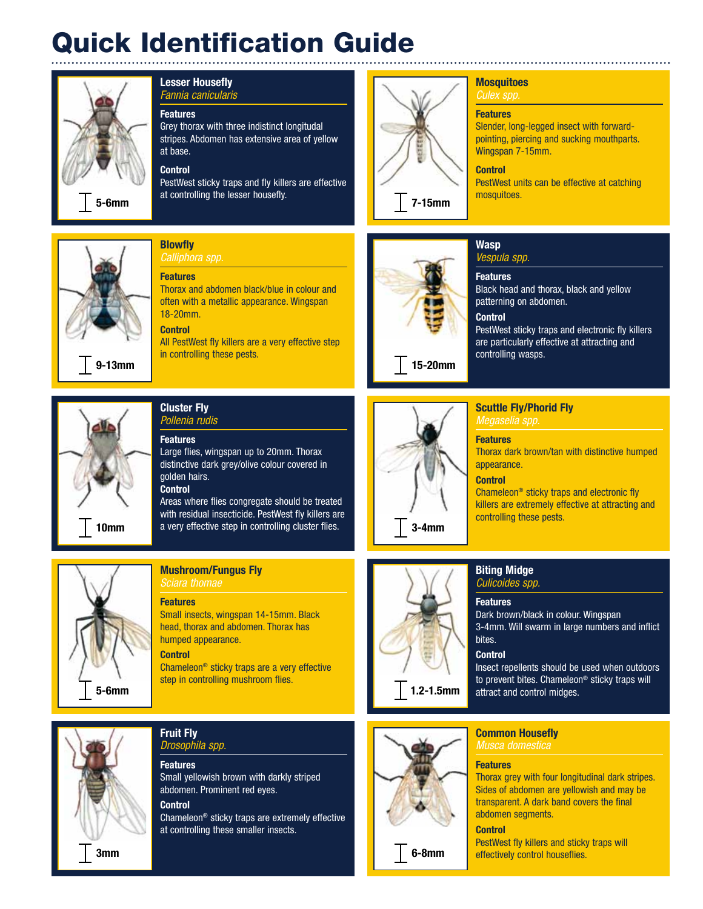# Quick Identification Guide

### Lesser Housefly

*Fannia canicularis*

5-6mm

**Features**

Grey thorax with three indistinct longitudinal stripes. Abdomen has extensive area of yellow at base.

**Control**

PestWest sticky traps and fly killers are effective at controlling the lesser housefly.

### Mosquitoes

*Culex spp.*

7-15mm

**Features**

Slender, long-legged insect with forward-pointing, piercing and sucking mouthparts. Wingspan 7-15mm.

**Control**

PestWest units can be effective at catching mosquitoes.

### Blowfly

*Calliphora spp.*

9-13mm

**Features**

Thorax and abdomen black/blue in colour and often with a metallic appearance. Wingspan 18-20mm.

**Control**

All PestWest fly killers are a very effective step in controlling these pests.

### Wasp

*Vespula spp.*

15-20mm

**Features**

Black head and thorax, black and yellow patterning on abdomen.

**Control**

PestWest sticky traps and electronic fly killers are particularly effective at attracting and controlling wasps.

### Cluster Fly

*Pollenia rudis*

10mm

**Features**

Large flies, wingspan up to 20mm. Thorax distinctive dark grey/olive colour covered in golden hairs.

**Control**

Areas where flies congregate should be treated with residual insecticide. PestWest fly killers are a very effective step in controlling cluster flies.

### Scuttle Fly/Phorid Fly

*Megaselia spp.*

3-4mm

**Features**

Thorax dark brown/tan with distinctive humped appearance.

**Control**

Chameleon® sticky traps and electronic fly killers are extremely effective at attracting and controlling these pests.

### Mushroom/Fungus Fly

*Sciara thomae*

5-6mm

**Features**

Small insects, wingspan 14-15mm. Black head, thorax and abdomen. Thorax has humped appearance.

**Control**

Chameleon® sticky traps are a very effective step in controlling mushroom flies.

### Biting Midge

*Culicoides spp.*

1.2-1.5mm

**Features**

Dark brown/black in colour. Wingspan 3-4mm. Will swarm in large numbers and inflict bites.

**Control**

Insect repellents should be used when outdoors to prevent bites. Chameleon® sticky traps will attract and control midges.

### Fruit Fly

*Drosophila spp.*

3mm

**Features**

Small yellowish brown with darkly striped abdomen. Prominent red eyes.

**Control**

Chameleon® sticky traps are extremely effective at controlling these smaller insects.

### Common Housefly

*Musca domestica*

6-8mm

**Features**

Thorax grey with four longitudinal dark stripes. Sides of abdomen are yellowish and may be transparent. A dark band covers the final abdomen segments.

**Control**

PestWest fly killers and sticky traps will effectively control houseflies.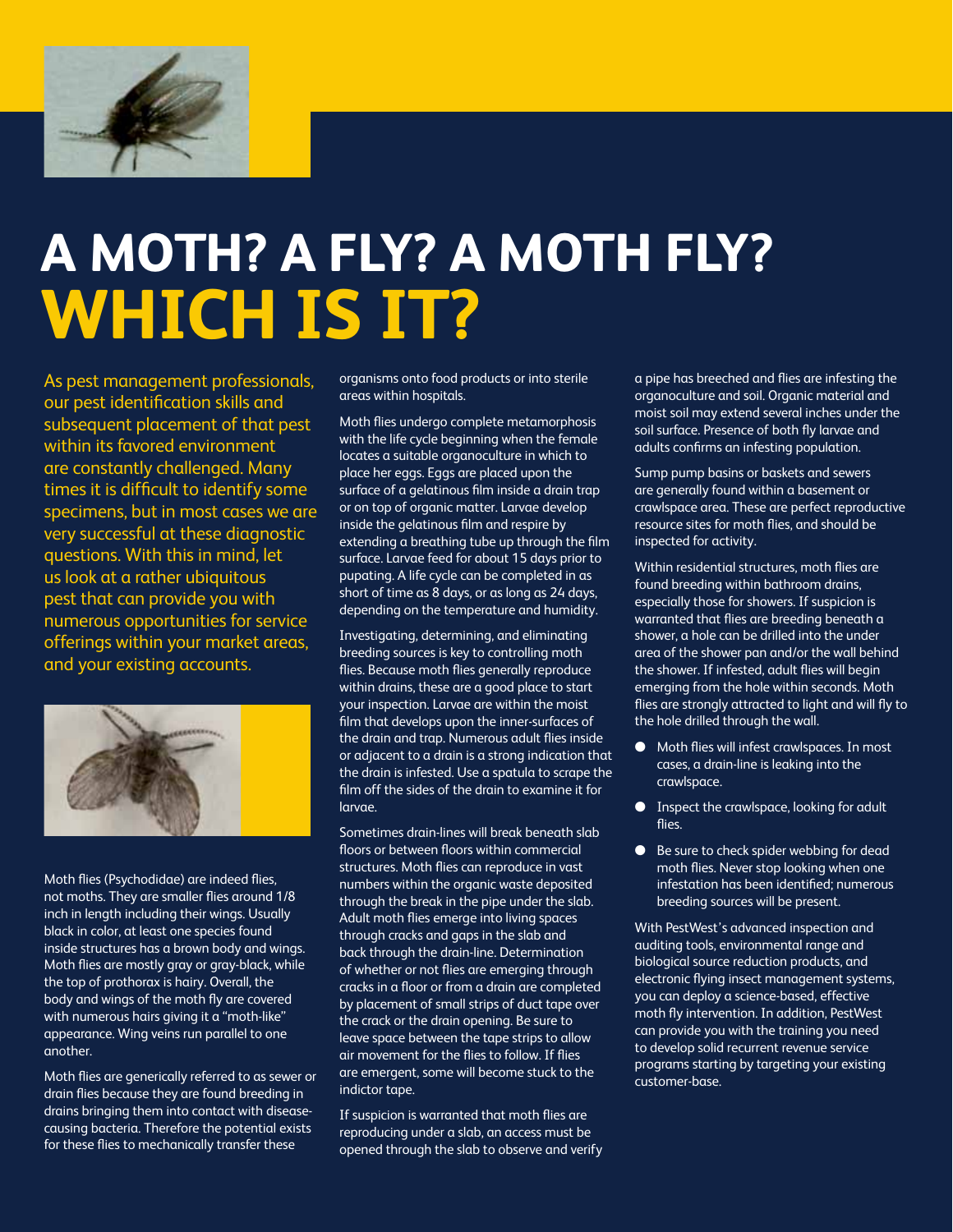# A MOTH? A FLY? A MOTH FLY? WHICH IS IT?

As pest management professionals, our pest identification skills and subsequent placement of that pest within its favored environment are constantly challenged. Many times it is difficult to identify some specimens, but in most cases we are very successful at these diagnostic questions. With this in mind, let us look at a rather ubiquitous pest that can provide you with numerous opportunities for service offerings within your market areas, and your existing accounts.

Moth flies (Psychodidae) are indeed flies, not moths. They are smaller flies around 1/8 inch in length including their wings. Usually black in color, at least one species found inside structures has a brown body and wings. Moth flies are mostly gray or gray-black, while the top of prothorax is hairy. Overall, the body and wings of the moth fly are covered with numerous hairs giving it a "moth-like" appearance. Wing veins run parallel to one another.

Moth flies are generically referred to as sewer or drain flies because they are found breeding in drains bringing them into contact with disease-causing bacteria. Therefore the potential exists for these flies to mechanically transfer these organisms onto food products or into sterile areas within hospitals.

Moth flies undergo complete metamorphosis with the life cycle beginning when the female locates a suitable organoculture in which to place her eggs. Eggs are placed upon the surface of a gelatinous film inside a drain trap or on top of organic matter. Larvae develop inside the gelatinous film and respire by extending a breathing tube up through the film surface. Larvae feed for about 15 days prior to pupating. A life cycle can be completed in as short of time as 8 days, or as long as 24 days, depending on the temperature and humidity.

Investigating, determining, and eliminating breeding sources is key to controlling moth flies. Because moth flies generally reproduce within drains, these are a good place to start your inspection. Larvae are within the moist film that develops upon the inner-surfaces of the drain and trap. Numerous adult flies inside or adjacent to a drain is a strong indication that the drain is infested. Use a spatula to scrape the film off the sides of the drain to examine it for larvae.

Sometimes drain-lines will break beneath slab floors or between floors within commercial structures. Moth flies can reproduce in vast numbers within the organic waste deposited through the break in the pipe under the slab. Adult moth flies emerge into living spaces through cracks and gaps in the slab and back through the drain-line. Determination of whether or not flies are emerging through cracks in a floor or from a drain are completed by placement of small strips of duct tape over the crack or the drain opening. Be sure to leave space between the tape strips to allow air movement for the flies to follow. If flies are emergent, some will become stuck to the indictor tape.

If suspicion is warranted that moth flies are reproducing under a slab, an access must be opened through the slab to observe and verify a pipe has breeched and flies are infesting the organoculture and soil. Organic material and moist soil may extend several inches under the soil surface. Presence of both fly larvae and adults confirms an infesting population.

Sump pump basins or baskets and sewers are generally found within a basement or crawlspace area. These are perfect reproductive resource sites for moth flies, and should be inspected for activity.

Within residential structures, moth flies are found breeding within bathroom drains, especially those for showers. If suspicion is warranted that flies are breeding beneath a shower, a hole can be drilled into the under area of the shower pan and/or the wall behind the shower. If infested, adult flies will begin emerging from the hole within seconds. Moth flies are strongly attracted to light and will fly to the hole drilled through the wall.

- Moth flies will infest crawlspaces. In most cases, a drain-line is leaking into the crawlspace.
- Inspect the crawlspace, looking for adult flies.
- Be sure to check spider webbing for dead moth flies. Never stop looking when one infestation has been identified; numerous breeding sources will be present.

With PestWest's advanced inspection and auditing tools, environmental range and biological source reduction products, and electronic flying insect management systems, you can deploy a science-based, effective moth fly intervention. In addition, PestWest can provide you with the training you need to develop solid recurrent revenue service programs starting by targeting your existing customer-base.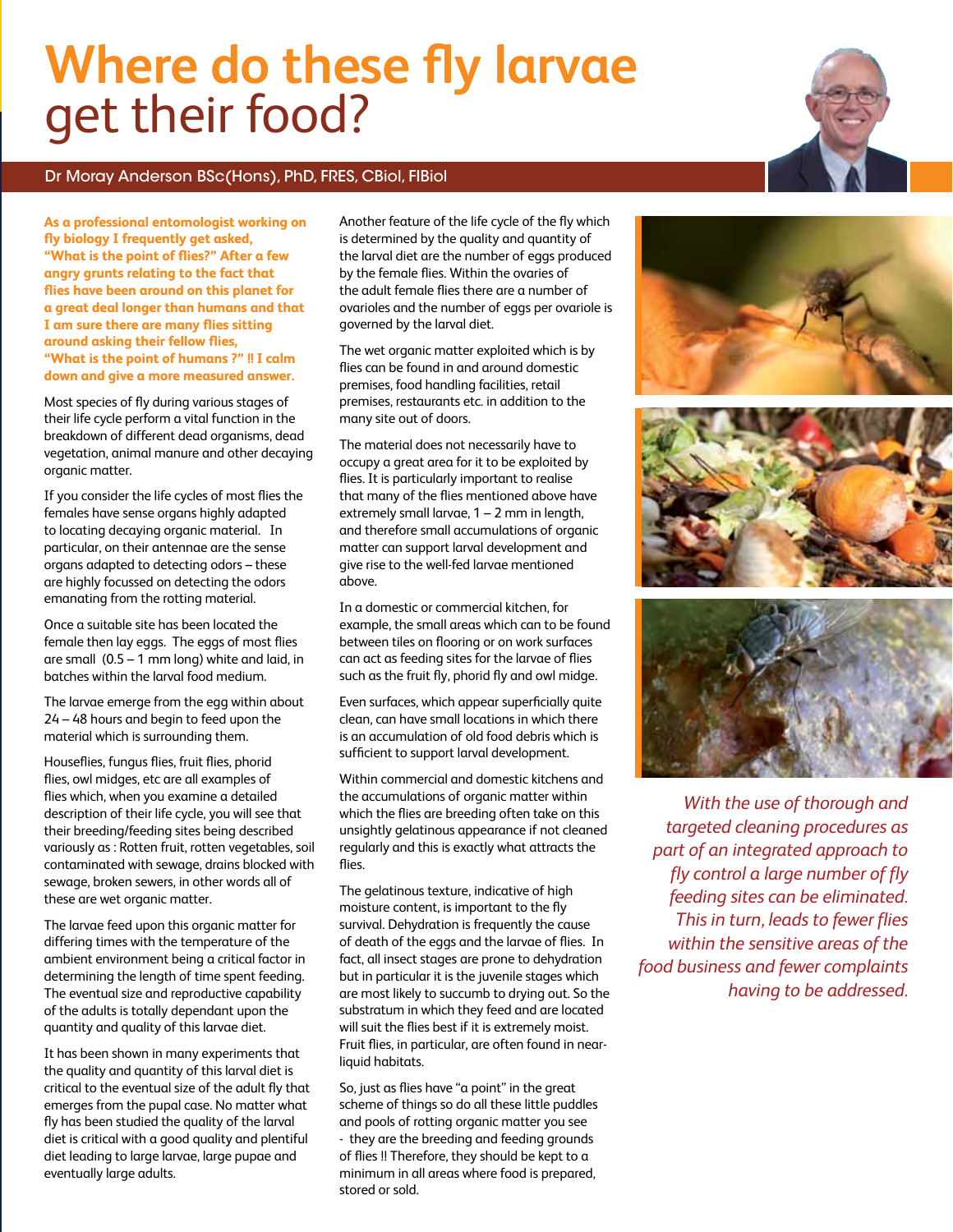# Where do these fly larvae get their food?

Dr Moray Anderson BSc(Hons), PhD, FRES, CBiol, FIBiol

**As a professional entomologist working on fly biology I frequently get asked, "What is the point of flies?" After a few angry grunts relating to the fact that flies have been around on this planet for a great deal longer than humans and that I am sure there are many flies sitting around asking their fellow flies, "What is the point of humans ?" !! I calm down and give a more measured answer.**

Most species of fly during various stages of their life cycle perform a vital function in the breakdown of different dead organisms, dead vegetation, animal manure and other decaying organic matter.

If you consider the life cycles of most flies the females have sense organs highly adapted to locating decaying organic material. In particular, on their antennae are the sense organs adapted to detecting odors – these are highly focussed on detecting the odors emanating from the rotting material.

Once a suitable site has been located the female then lay eggs. The eggs of most flies are small (0.5 – 1 mm long) white and laid, in batches within the larval food medium.

The larvae emerge from the egg within about 24 – 48 hours and begin to feed upon the material which is surrounding them.

Houseflies, fungus flies, fruit flies, phorid flies, owl midges, etc are all examples of flies which, when you examine a detailed description of their life cycle, you will see that their breeding/feeding sites being described variously as : Rotten fruit, rotten vegetables, soil contaminated with sewage, drains blocked with sewage, broken sewers, in other words all of these are wet organic matter.

The larvae feed upon this organic matter for differing times with the temperature of the ambient environment being a critical factor in determining the length of time spent feeding. The eventual size and reproductive capability of the adults is totally dependant upon the quantity and quality of this larvae diet.

It has been shown in many experiments that the quality and quantity of this larval diet is critical to the eventual size of the adult fly that emerges from the pupal case. No matter what fly has been studied the quality of the larval diet is critical with a good quality and plentiful diet leading to large larvae, large pupae and eventually large adults.

Another feature of the life cycle of the fly which is determined by the quality and quantity of the larval diet are the number of eggs produced by the female flies. Within the ovaries of the adult female flies there are a number of ovarioles and the number of eggs per ovariole is governed by the larval diet.

The wet organic matter exploited which is by flies can be found in and around domestic premises, food handling facilities, retail premises, restaurants etc. in addition to the many site out of doors.

The material does not necessarily have to occupy a great area for it to be exploited by flies. It is particularly important to realise that many of the flies mentioned above have extremely small larvae, 1 – 2 mm in length, and therefore small accumulations of organic matter can support larval development and give rise to the well-fed larvae mentioned above.

In a domestic or commercial kitchen, for example, the small areas which can to be found between tiles on flooring or on work surfaces can act as feeding sites for the larvae of flies such as the fruit fly, phorid fly and owl midge.

Even surfaces, which appear superficially quite clean, can have small locations in which there is an accumulation of old food debris which is sufficient to support larval development.

Within commercial and domestic kitchens and the accumulations of organic matter within which the flies are breeding often take on this unsightly gelatinous appearance if not cleaned regularly and this is exactly what attracts the flies.

The gelatinous texture, indicative of high moisture content, is important to the fly survival. Dehydration is frequently the cause of death of the eggs and the larvae of flies. In fact, all insect stages are prone to dehydration but in particular it is the juvenile stages which are most likely to succumb to drying out. So the substratum in which they feed and are located will suit the flies best if it is extremely moist. Fruit flies, in particular, are often found in near-liquid habitats.

So, just as flies have "a point" in the great scheme of things so do all these little puddles and pools of rotting organic matter you see - they are the breeding and feeding grounds of flies !! Therefore, they should be kept to a minimum in all areas where food is prepared, stored or sold.

*With the use of thorough and targeted cleaning procedures as part of an integrated approach to fly control a large number of fly feeding sites can be eliminated. This in turn, leads to fewer flies within the sensitive areas of the food business and fewer complaints having to be addressed.*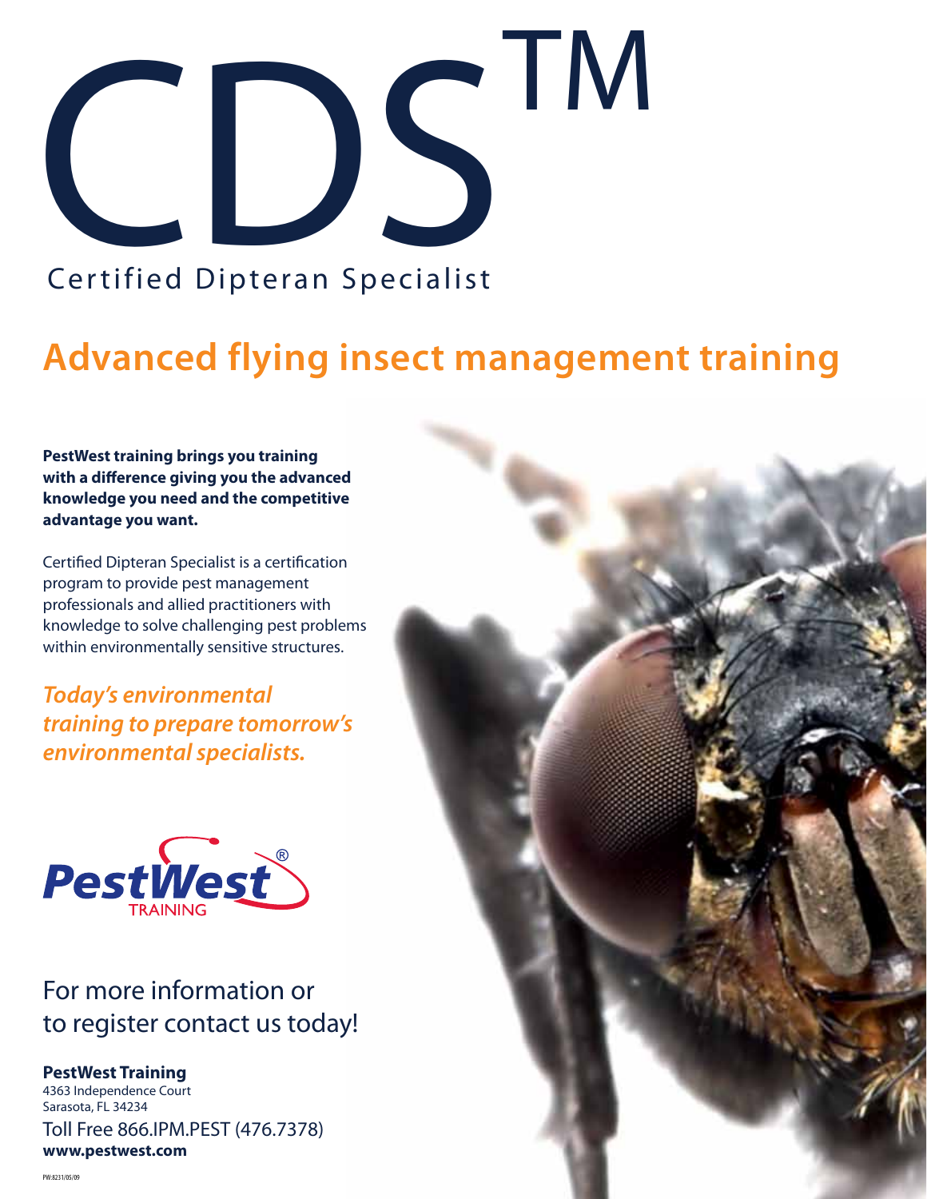# CDS™

Certified Dipteran Specialist

## Advanced flying insect management training

**PestWest training brings you training with a difference giving you the advanced knowledge you need and the competitive advantage you want.**

Certified Dipteran Specialist is a certification program to provide pest management professionals and allied practitioners with knowledge to solve challenging pest problems within environmentally sensitive structures.

***Today's environmental training to prepare tomorrow's environmental specialists.***

PestWest® TRAINING

For more information or to register contact us today!

**PestWest Training**
4363 Independence Court
Sarasota, FL 34234
Toll Free 866.IPM.PEST (476.7378)
**www.pestwest.com**

PW:8231/05/09